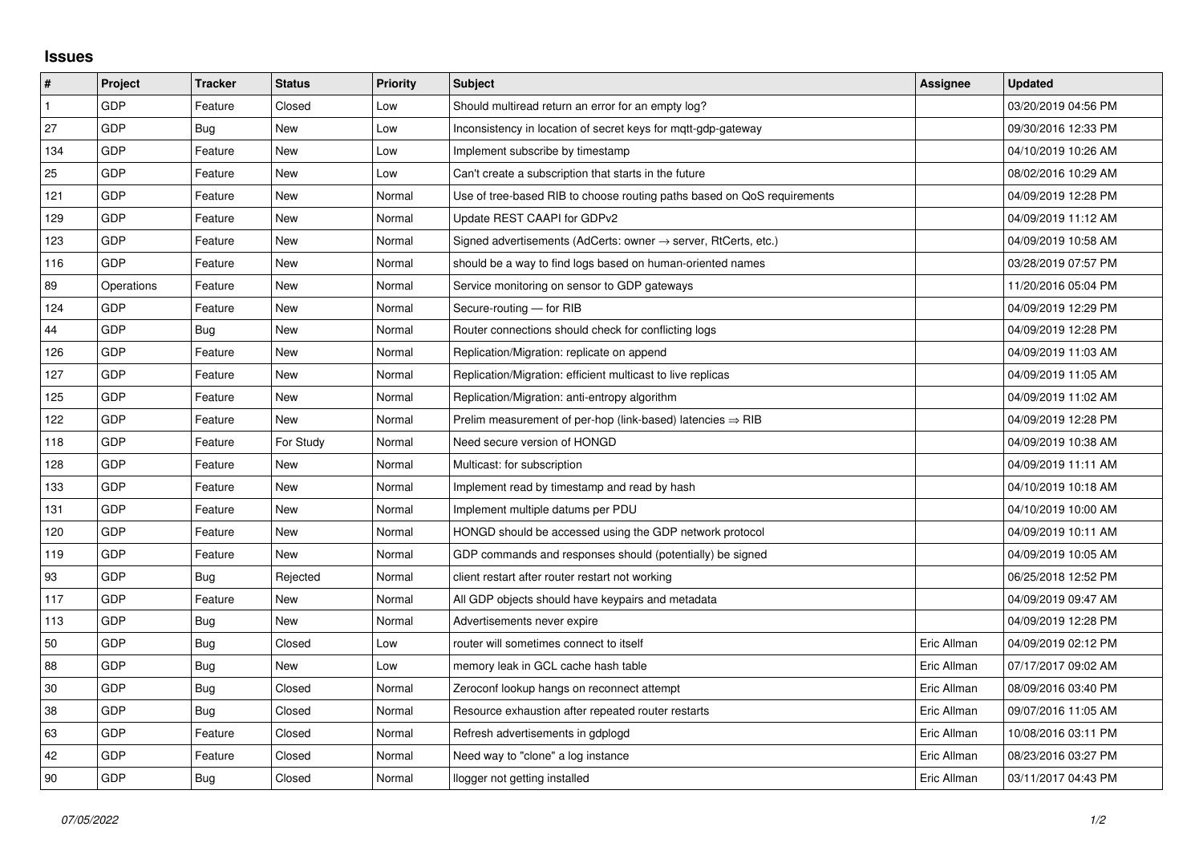## Issues

| # | Project | Tracker | Status | Priority | Subject | Assignee | Updated |
|---|---|---|---|---|---|---|---|
| 1 | GDP | Feature | Closed | Low | Should multiread return an error for an empty log? | | 03/20/2019 04:56 PM |
| 27 | GDP | Bug | New | Low | Inconsistency in location of secret keys for mqtt-gdp-gateway | | 09/30/2016 12:33 PM |
| 134 | GDP | Feature | New | Low | Implement subscribe by timestamp | | 04/10/2019 10:26 AM |
| 25 | GDP | Feature | New | Low | Can't create a subscription that starts in the future | | 08/02/2016 10:29 AM |
| 121 | GDP | Feature | New | Normal | Use of tree-based RIB to choose routing paths based on QoS requirements | | 04/09/2019 12:28 PM |
| 129 | GDP | Feature | New | Normal | Update REST CAAPI for GDPv2 | | 04/09/2019 11:12 AM |
| 123 | GDP | Feature | New | Normal | Signed advertisements (AdCerts: owner → server, RtCerts, etc.) | | 04/09/2019 10:58 AM |
| 116 | GDP | Feature | New | Normal | should be a way to find logs based on human-oriented names | | 03/28/2019 07:57 PM |
| 89 | Operations | Feature | New | Normal | Service monitoring on sensor to GDP gateways | | 11/20/2016 05:04 PM |
| 124 | GDP | Feature | New | Normal | Secure-routing — for RIB | | 04/09/2019 12:29 PM |
| 44 | GDP | Bug | New | Normal | Router connections should check for conflicting logs | | 04/09/2019 12:28 PM |
| 126 | GDP | Feature | New | Normal | Replication/Migration: replicate on append | | 04/09/2019 11:03 AM |
| 127 | GDP | Feature | New | Normal | Replication/Migration: efficient multicast to live replicas | | 04/09/2019 11:05 AM |
| 125 | GDP | Feature | New | Normal | Replication/Migration: anti-entropy algorithm | | 04/09/2019 11:02 AM |
| 122 | GDP | Feature | New | Normal | Prelim measurement of per-hop (link-based) latencies ⇒ RIB | | 04/09/2019 12:28 PM |
| 118 | GDP | Feature | For Study | Normal | Need secure version of HONGD | | 04/09/2019 10:38 AM |
| 128 | GDP | Feature | New | Normal | Multicast: for subscription | | 04/09/2019 11:11 AM |
| 133 | GDP | Feature | New | Normal | Implement read by timestamp and read by hash | | 04/10/2019 10:18 AM |
| 131 | GDP | Feature | New | Normal | Implement multiple datums per PDU | | 04/10/2019 10:00 AM |
| 120 | GDP | Feature | New | Normal | HONGD should be accessed using the GDP network protocol | | 04/09/2019 10:11 AM |
| 119 | GDP | Feature | New | Normal | GDP commands and responses should (potentially) be signed | | 04/09/2019 10:05 AM |
| 93 | GDP | Bug | Rejected | Normal | client restart after router restart not working | | 06/25/2018 12:52 PM |
| 117 | GDP | Feature | New | Normal | All GDP objects should have keypairs and metadata | | 04/09/2019 09:47 AM |
| 113 | GDP | Bug | New | Normal | Advertisements never expire | | 04/09/2019 12:28 PM |
| 50 | GDP | Bug | Closed | Low | router will sometimes connect to itself | Eric Allman | 04/09/2019 02:12 PM |
| 88 | GDP | Bug | New | Low | memory leak in GCL cache hash table | Eric Allman | 07/17/2017 09:02 AM |
| 30 | GDP | Bug | Closed | Normal | Zeroconf lookup hangs on reconnect attempt | Eric Allman | 08/09/2016 03:40 PM |
| 38 | GDP | Bug | Closed | Normal | Resource exhaustion after repeated router restarts | Eric Allman | 09/07/2016 11:05 AM |
| 63 | GDP | Feature | Closed | Normal | Refresh advertisements in gdplogd | Eric Allman | 10/08/2016 03:11 PM |
| 42 | GDP | Feature | Closed | Normal | Need way to "clone" a log instance | Eric Allman | 08/23/2016 03:27 PM |
| 90 | GDP | Bug | Closed | Normal | llogger not getting installed | Eric Allman | 03/11/2017 04:43 PM |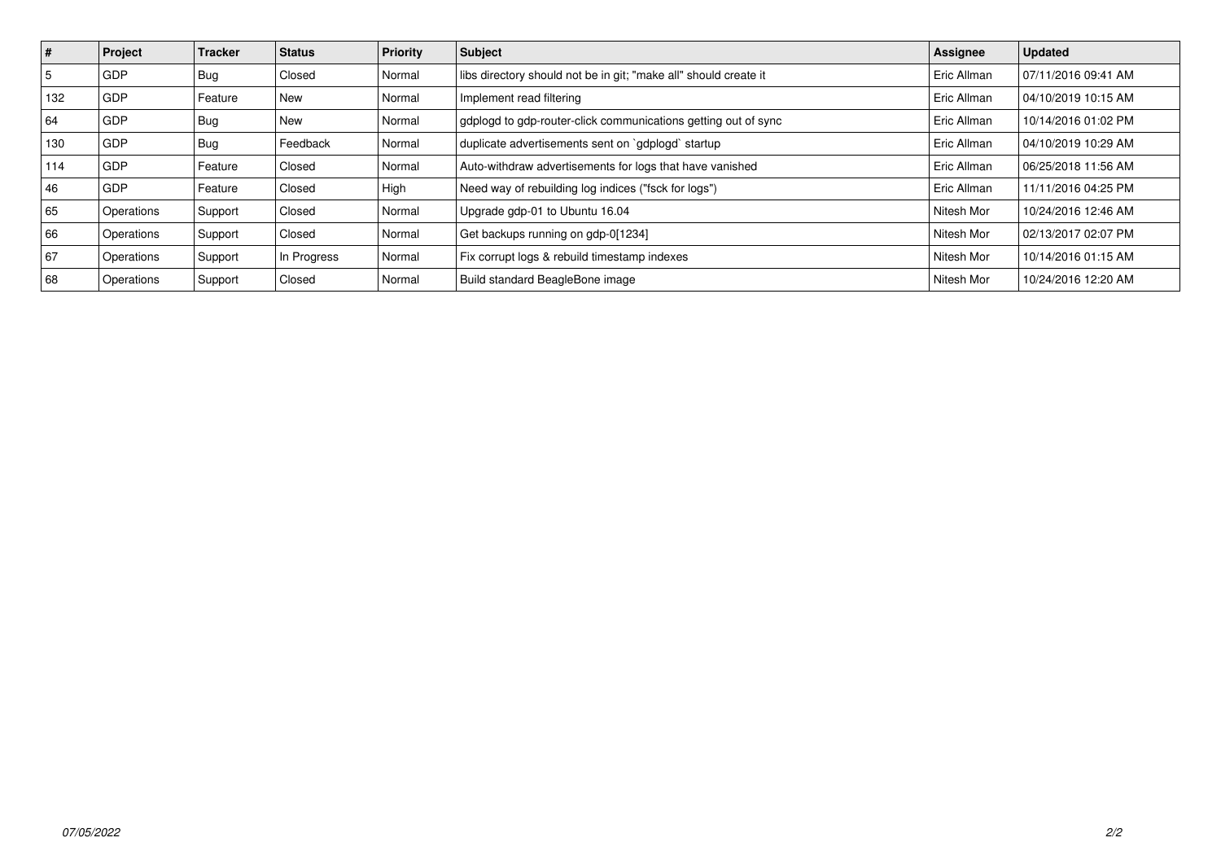| # | Project | Tracker | Status | Priority | Subject | Assignee | Updated |
|---|---|---|---|---|---|---|---|
| 5 | GDP | Bug | Closed | Normal | libs directory should not be in git; "make all" should create it | Eric Allman | 07/11/2016 09:41 AM |
| 132 | GDP | Feature | New | Normal | Implement read filtering | Eric Allman | 04/10/2019 10:15 AM |
| 64 | GDP | Bug | New | Normal | gdplogd to gdp-router-click communications getting out of sync | Eric Allman | 10/14/2016 01:02 PM |
| 130 | GDP | Bug | Feedback | Normal | duplicate advertisements sent on `gdplogd` startup | Eric Allman | 04/10/2019 10:29 AM |
| 114 | GDP | Feature | Closed | Normal | Auto-withdraw advertisements for logs that have vanished | Eric Allman | 06/25/2018 11:56 AM |
| 46 | GDP | Feature | Closed | High | Need way of rebuilding log indices ("fsck for logs") | Eric Allman | 11/11/2016 04:25 PM |
| 65 | Operations | Support | Closed | Normal | Upgrade gdp-01 to Ubuntu 16.04 | Nitesh Mor | 10/24/2016 12:46 AM |
| 66 | Operations | Support | Closed | Normal | Get backups running on gdp-0[1234] | Nitesh Mor | 02/13/2017 02:07 PM |
| 67 | Operations | Support | In Progress | Normal | Fix corrupt logs & rebuild timestamp indexes | Nitesh Mor | 10/14/2016 01:15 AM |
| 68 | Operations | Support | Closed | Normal | Build standard BeagleBone image | Nitesh Mor | 10/24/2016 12:20 AM |